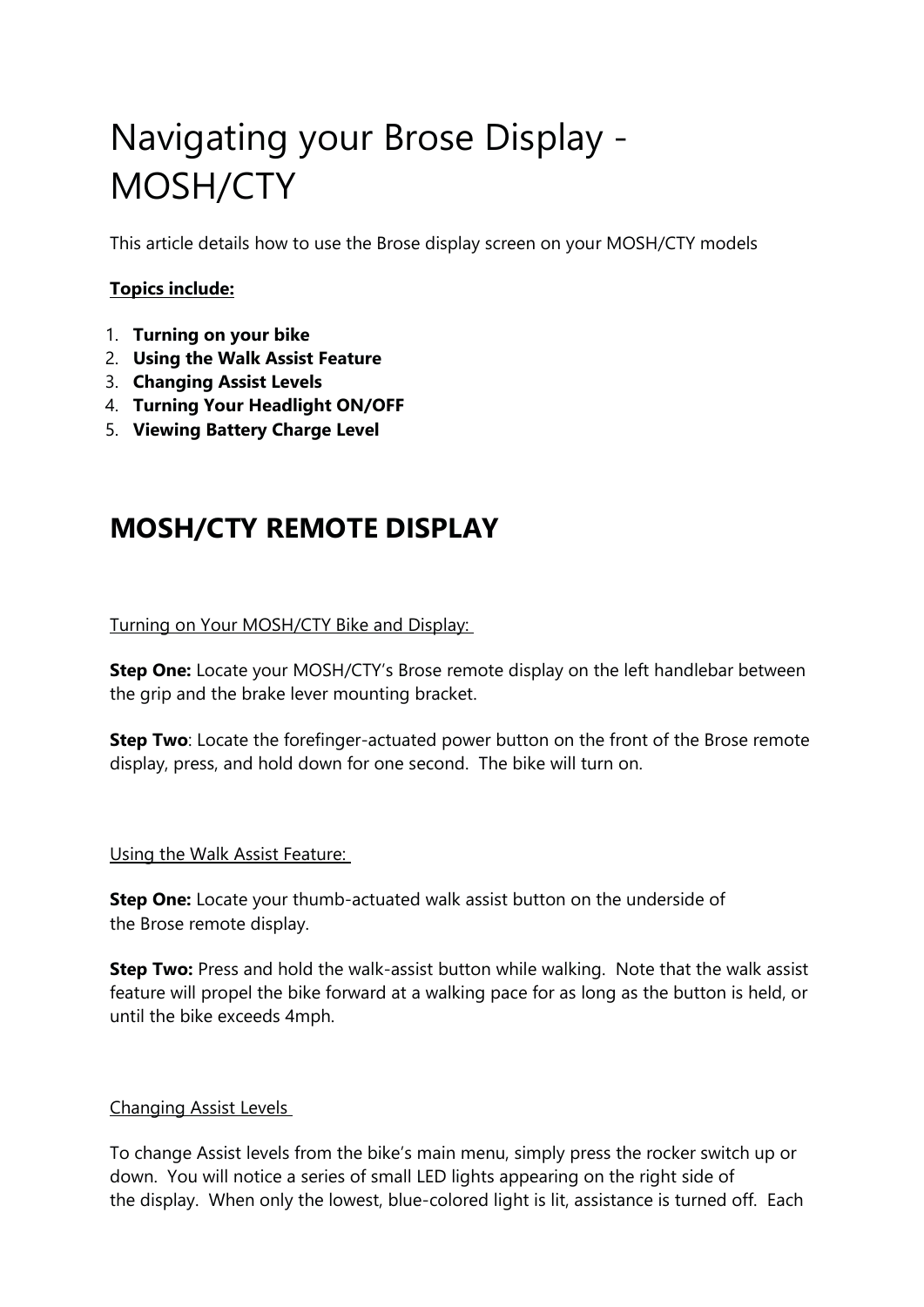# Navigating your Brose Display - MOSH/CTY

This article details how to use the Brose display screen on your MOSH/CTY models

**Topics include:**

1. **Turning on your bike**
2. **Using the Walk Assist Feature**
3. **Changing Assist Levels**
4. **Turning Your Headlight ON/OFF**
5. **Viewing Battery Charge Level**

## MOSH/CTY REMOTE DISPLAY

Turning on Your MOSH/CTY Bike and Display:

**Step One:** Locate your MOSH/CTY's Brose remote display on the left handlebar between the grip and the brake lever mounting bracket.

**Step Two**: Locate the forefinger-actuated power button on the front of the Brose remote display, press, and hold down for one second. The bike will turn on.

Using the Walk Assist Feature:

**Step One:** Locate your thumb-actuated walk assist button on the underside of the Brose remote display.

**Step Two:** Press and hold the walk-assist button while walking. Note that the walk assist feature will propel the bike forward at a walking pace for as long as the button is held, or until the bike exceeds 4mph.

Changing Assist Levels

To change Assist levels from the bike's main menu, simply press the rocker switch up or down. You will notice a series of small LED lights appearing on the right side of the display. When only the lowest, blue-colored light is lit, assistance is turned off. Each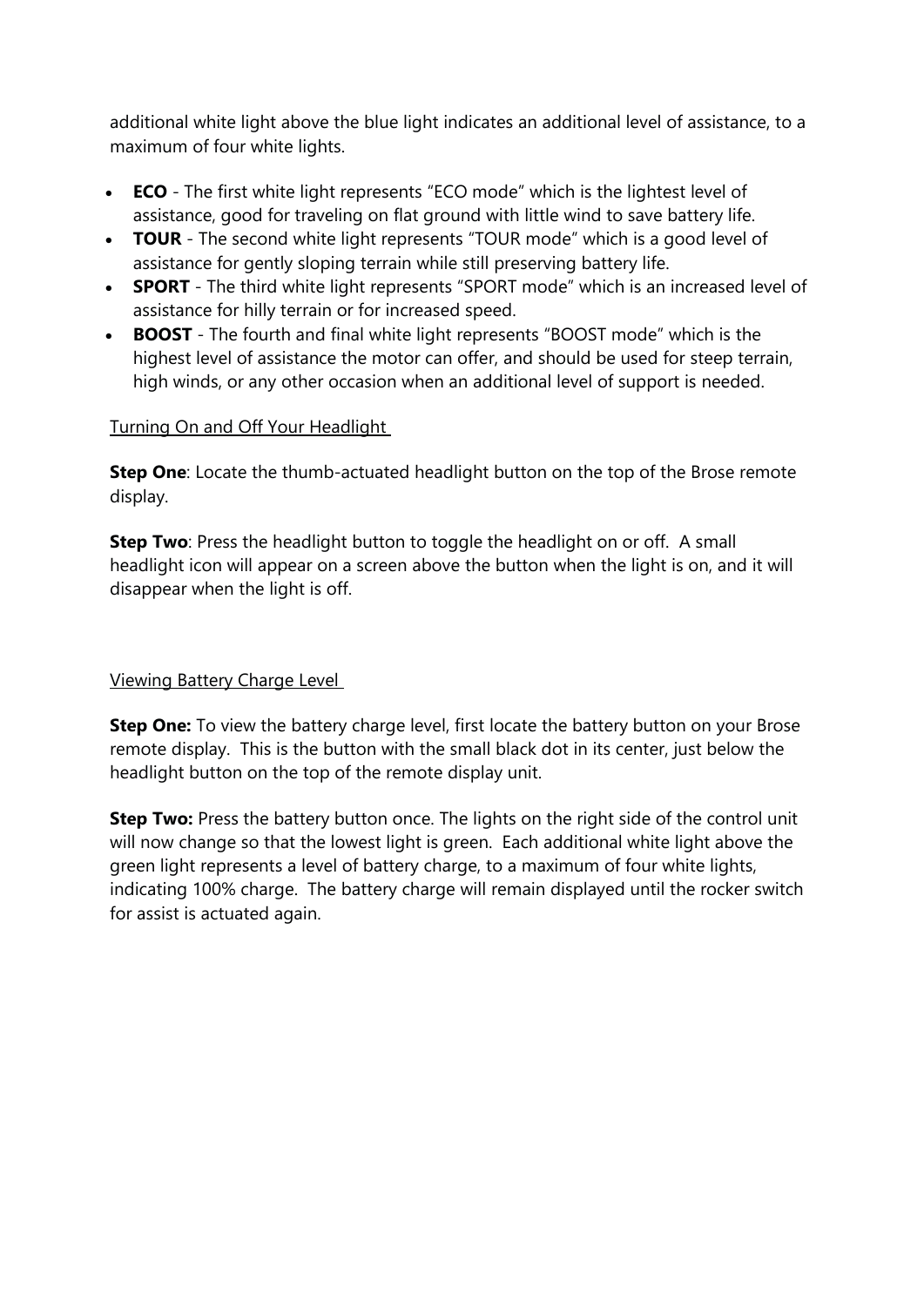additional white light above the blue light indicates an additional level of assistance, to a maximum of four white lights.

- **ECO** - The first white light represents "ECO mode" which is the lightest level of assistance, good for traveling on flat ground with little wind to save battery life.
- **TOUR** - The second white light represents "TOUR mode" which is a good level of assistance for gently sloping terrain while still preserving battery life.
- **SPORT** - The third white light represents "SPORT mode" which is an increased level of assistance for hilly terrain or for increased speed.
- **BOOST** - The fourth and final white light represents "BOOST mode" which is the highest level of assistance the motor can offer, and should be used for steep terrain, high winds, or any other occasion when an additional level of support is needed.

<u>Turning On and Off Your Headlight</u>

**Step One**: Locate the thumb-actuated headlight button on the top of the Brose remote display.

**Step Two**: Press the headlight button to toggle the headlight on or off. A small headlight icon will appear on a screen above the button when the light is on, and it will disappear when the light is off.

<u>Viewing Battery Charge Level</u>

**Step One:** To view the battery charge level, first locate the battery button on your Brose remote display. This is the button with the small black dot in its center, just below the headlight button on the top of the remote display unit.

**Step Two:** Press the battery button once. The lights on the right side of the control unit will now change so that the lowest light is green. Each additional white light above the green light represents a level of battery charge, to a maximum of four white lights, indicating 100% charge. The battery charge will remain displayed until the rocker switch for assist is actuated again.